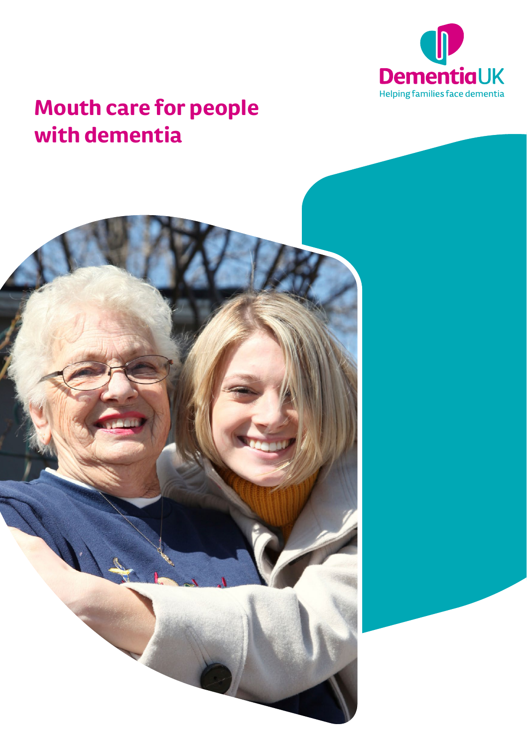Dementia UK

Helping families face dementia

# Mouth care for people with dementia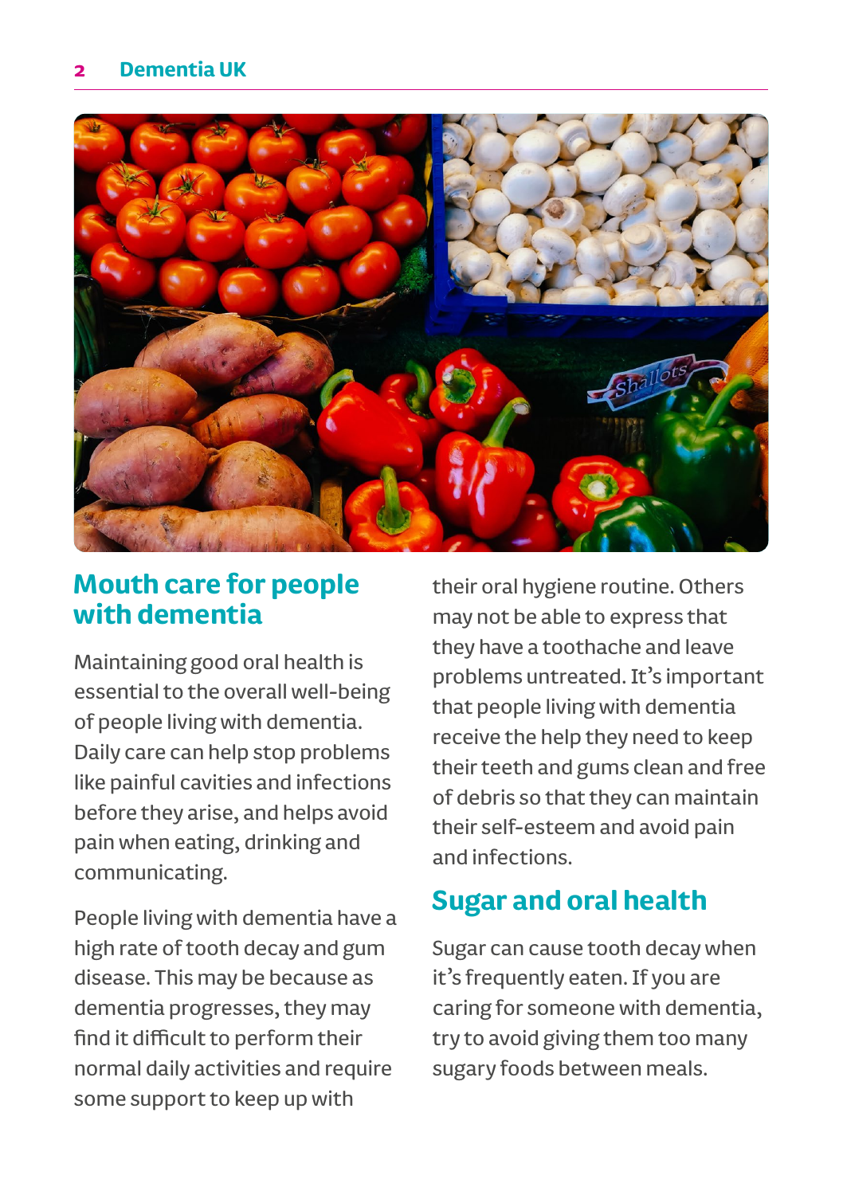## Mouth care for people with dementia

Maintaining good oral health is essential to the overall well-being of people living with dementia. Daily care can help stop problems like painful cavities and infections before they arise, and helps avoid pain when eating, drinking and communicating.

People living with dementia have a high rate of tooth decay and gum disease. This may be because as dementia progresses, they may find it difficult to perform their normal daily activities and require some support to keep up with their oral hygiene routine. Others may not be able to express that they have a toothache and leave problems untreated. It's important that people living with dementia receive the help they need to keep their teeth and gums clean and free of debris so that they can maintain their self-esteem and avoid pain and infections.

## Sugar and oral health

Sugar can cause tooth decay when it's frequently eaten. If you are caring for someone with dementia, try to avoid giving them too many sugary foods between meals.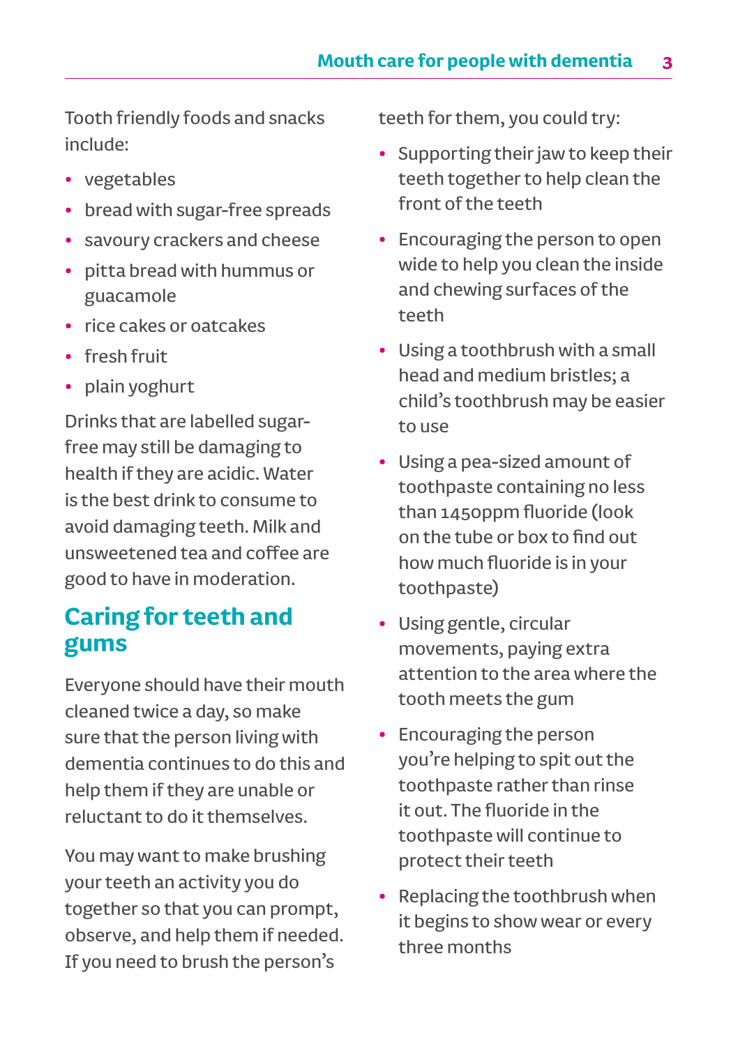Tooth friendly foods and snacks include:

- vegetables
- bread with sugar-free spreads
- savoury crackers and cheese
- pitta bread with hummus or guacamole
- rice cakes or oatcakes
- fresh fruit
- plain yoghurt

Drinks that are labelled sugar-free may still be damaging to health if they are acidic. Water is the best drink to consume to avoid damaging teeth. Milk and unsweetened tea and coffee are good to have in moderation.

## Caring for teeth and gums

Everyone should have their mouth cleaned twice a day, so make sure that the person living with dementia continues to do this and help them if they are unable or reluctant to do it themselves.

You may want to make brushing your teeth an activity you do together so that you can prompt, observe, and help them if needed. If you need to brush the person's teeth for them, you could try:

- Supporting their jaw to keep their teeth together to help clean the front of the teeth
- Encouraging the person to open wide to help you clean the inside and chewing surfaces of the teeth
- Using a toothbrush with a small head and medium bristles; a child's toothbrush may be easier to use
- Using a pea-sized amount of toothpaste containing no less than 1450ppm fluoride (look on the tube or box to find out how much fluoride is in your toothpaste)
- Using gentle, circular movements, paying extra attention to the area where the tooth meets the gum
- Encouraging the person you're helping to spit out the toothpaste rather than rinse it out. The fluoride in the toothpaste will continue to protect their teeth
- Replacing the toothbrush when it begins to show wear or every three months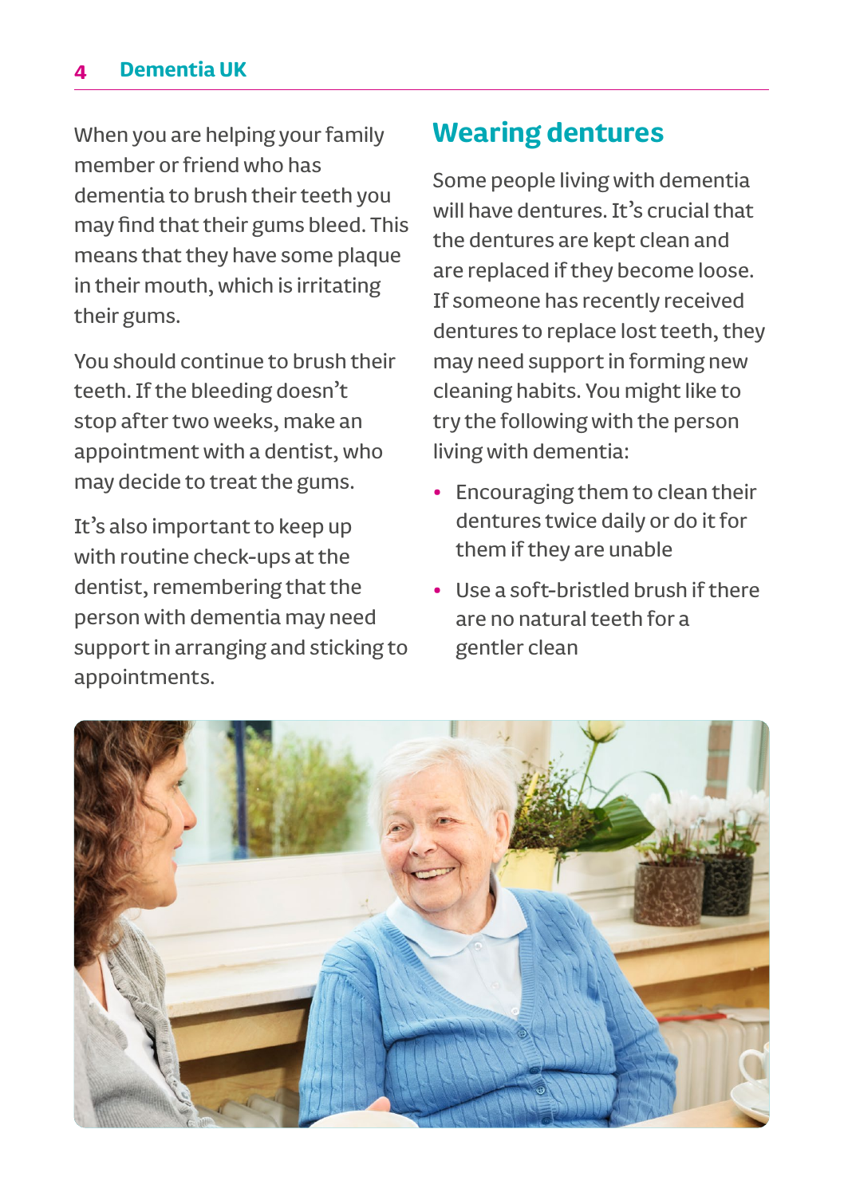When you are helping your family member or friend who has dementia to brush their teeth you may find that their gums bleed. This means that they have some plaque in their mouth, which is irritating their gums.

You should continue to brush their teeth. If the bleeding doesn't stop after two weeks, make an appointment with a dentist, who may decide to treat the gums.

It's also important to keep up with routine check-ups at the dentist, remembering that the person with dementia may need support in arranging and sticking to appointments.

## Wearing dentures

Some people living with dementia will have dentures. It's crucial that the dentures are kept clean and are replaced if they become loose. If someone has recently received dentures to replace lost teeth, they may need support in forming new cleaning habits. You might like to try the following with the person living with dementia:

- Encouraging them to clean their dentures twice daily or do it for them if they are unable
- Use a soft-bristled brush if there are no natural teeth for a gentler clean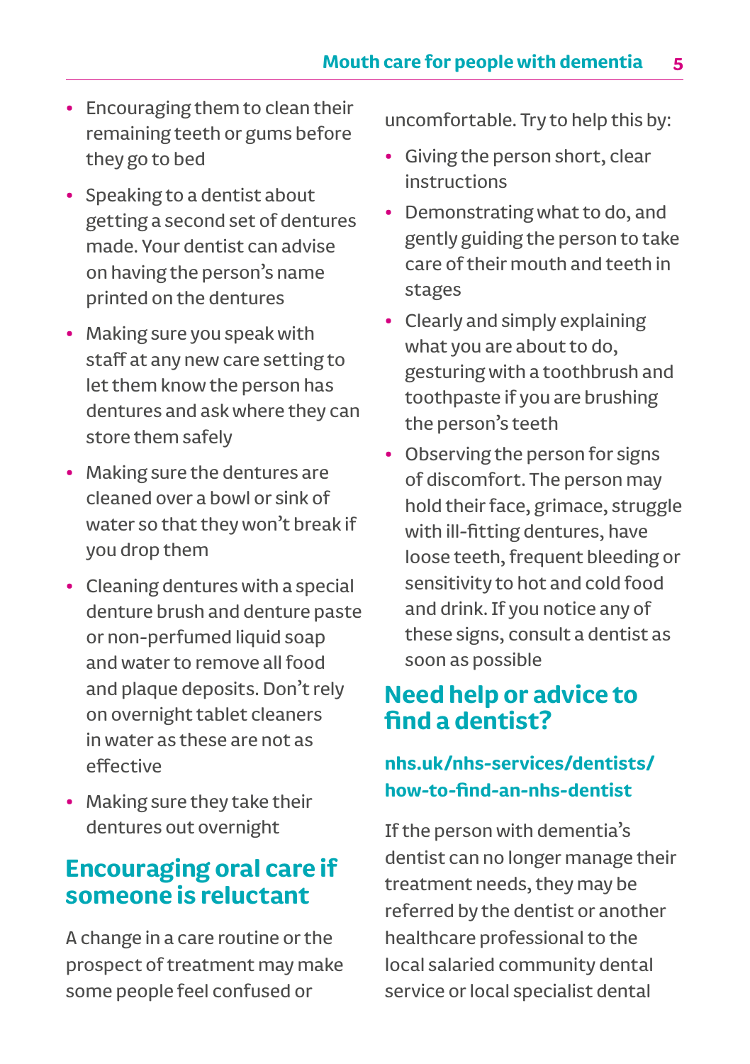- Encouraging them to clean their remaining teeth or gums before they go to bed
- Speaking to a dentist about getting a second set of dentures made. Your dentist can advise on having the person's name printed on the dentures
- Making sure you speak with staff at any new care setting to let them know the person has dentures and ask where they can store them safely
- Making sure the dentures are cleaned over a bowl or sink of water so that they won't break if you drop them
- Cleaning dentures with a special denture brush and denture paste or non-perfumed liquid soap and water to remove all food and plaque deposits. Don't rely on overnight tablet cleaners in water as these are not as effective
- Making sure they take their dentures out overnight

## Encouraging oral care if someone is reluctant

A change in a care routine or the prospect of treatment may make some people feel confused or uncomfortable. Try to help this by:

- Giving the person short, clear instructions
- Demonstrating what to do, and gently guiding the person to take care of their mouth and teeth in stages
- Clearly and simply explaining what you are about to do, gesturing with a toothbrush and toothpaste if you are brushing the person's teeth
- Observing the person for signs of discomfort. The person may hold their face, grimace, struggle with ill-fitting dentures, have loose teeth, frequent bleeding or sensitivity to hot and cold food and drink. If you notice any of these signs, consult a dentist as soon as possible

## Need help or advice to find a dentist?

**nhs.uk/nhs-services/dentists/how-to-find-an-nhs-dentist**

If the person with dementia's dentist can no longer manage their treatment needs, they may be referred by the dentist or another healthcare professional to the local salaried community dental service or local specialist dental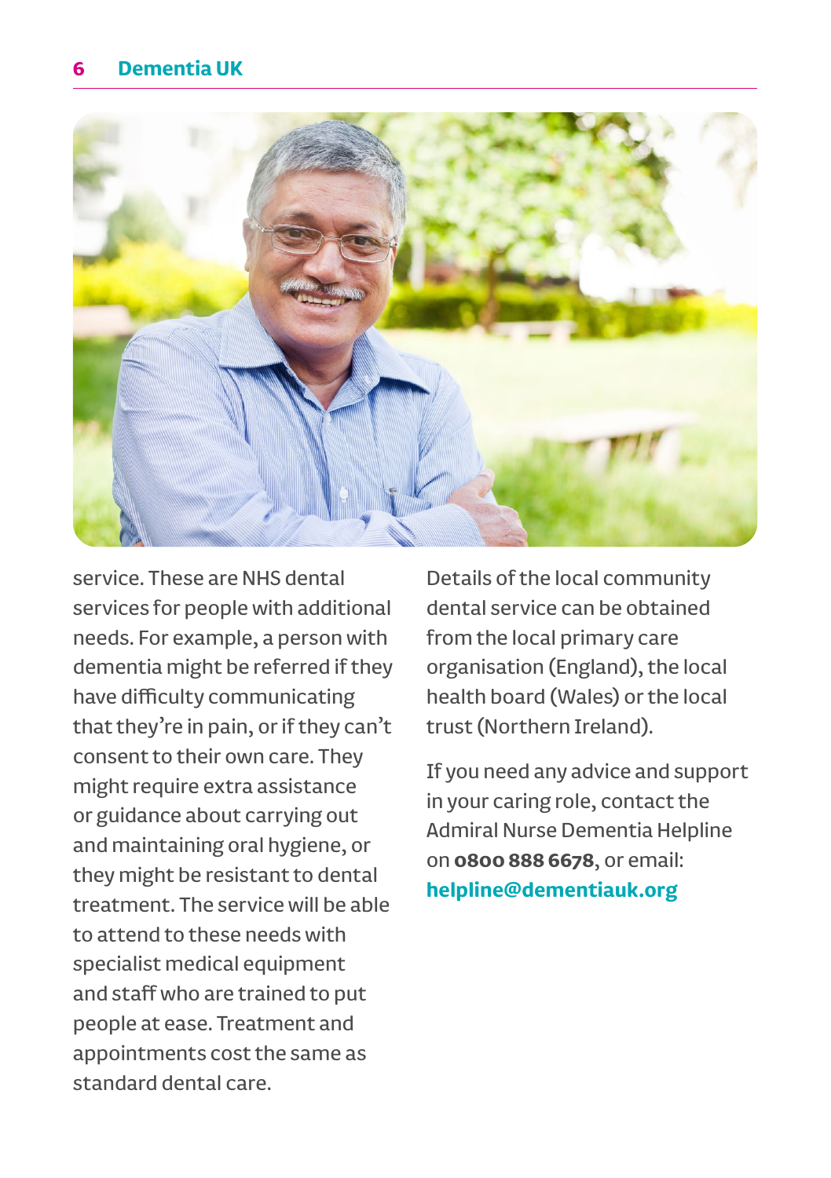service. These are NHS dental services for people with additional needs. For example, a person with dementia might be referred if they have difficulty communicating that they're in pain, or if they can't consent to their own care. They might require extra assistance or guidance about carrying out and maintaining oral hygiene, or they might be resistant to dental treatment. The service will be able to attend to these needs with specialist medical equipment and staff who are trained to put people at ease. Treatment and appointments cost the same as standard dental care.

Details of the local community dental service can be obtained from the local primary care organisation (England), the local health board (Wales) or the local trust (Northern Ireland).

If you need any advice and support in your caring role, contact the Admiral Nurse Dementia Helpline on **0800 888 6678**, or email: **helpline@dementiauk.org**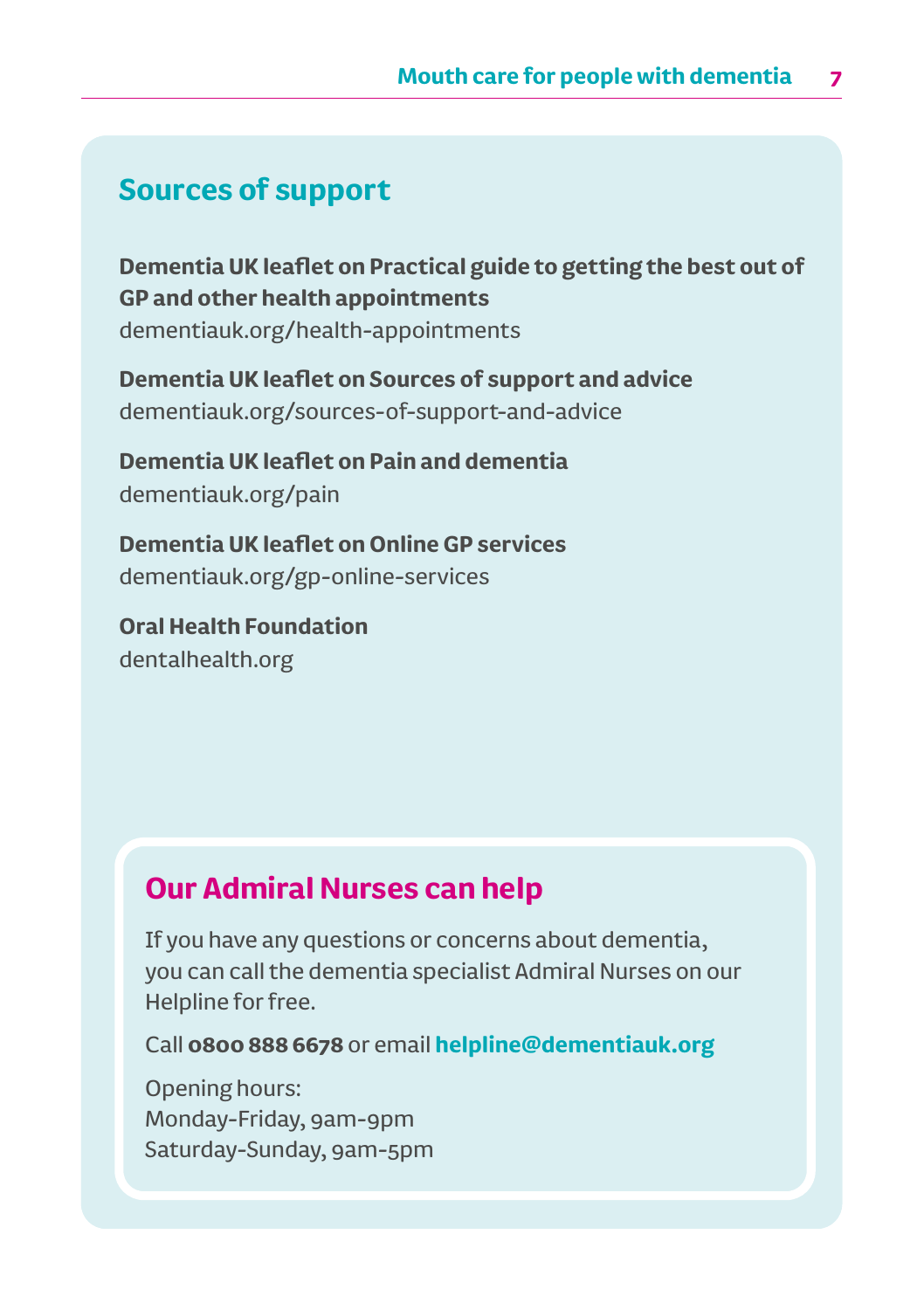## Sources of support

**Dementia UK leaflet on Practical guide to getting the best out of GP and other health appointments**
dementiauk.org/health-appointments

**Dementia UK leaflet on Sources of support and advice**
dementiauk.org/sources-of-support-and-advice

**Dementia UK leaflet on Pain and dementia**
dementiauk.org/pain

**Dementia UK leaflet on Online GP services**
dementiauk.org/gp-online-services

**Oral Health Foundation**
dentalhealth.org

### Our Admiral Nurses can help

If you have any questions or concerns about dementia, you can call the dementia specialist Admiral Nurses on our Helpline for free.

Call **0800 888 6678** or email **helpline@dementiauk.org**

Opening hours:
Monday-Friday, 9am-9pm
Saturday-Sunday, 9am-5pm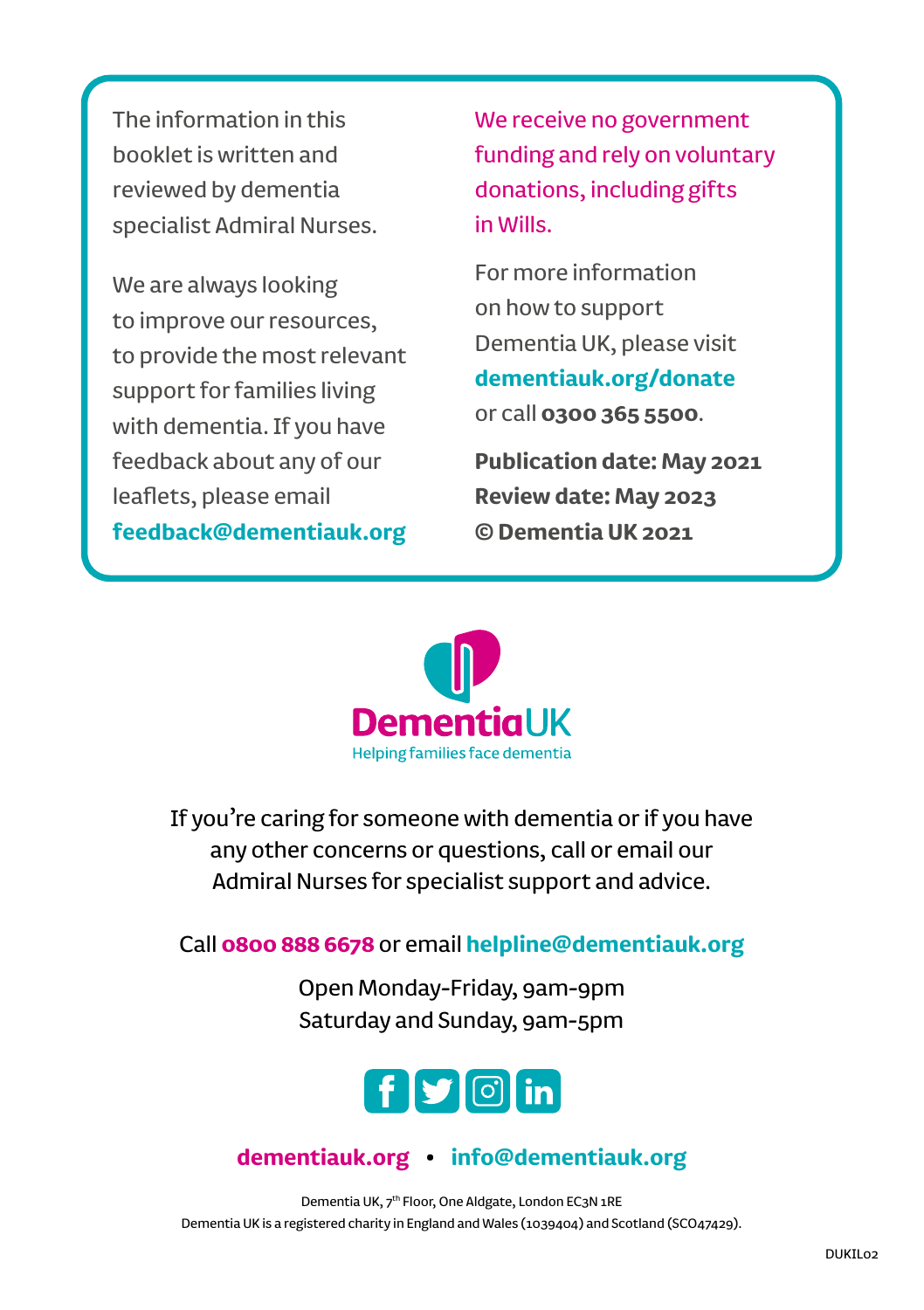The information in this booklet is written and reviewed by dementia specialist Admiral Nurses.

We are always looking to improve our resources, to provide the most relevant support for families living with dementia. If you have feedback about any of our leaflets, please email **feedback@dementiauk.org**

We receive no government funding and rely on voluntary donations, including gifts in Wills.

For more information on how to support Dementia UK, please visit **dementiauk.org/donate** or call **0300 365 5500**.

**Publication date: May 2021**
**Review date: May 2023**
**© Dementia UK 2021**

Dementia UK
Helping families face dementia

If you're caring for someone with dementia or if you have any other concerns or questions, call or email our Admiral Nurses for specialist support and advice.

Call **0800 888 6678** or email **helpline@dementiauk.org**

Open Monday-Friday, 9am-9pm
Saturday and Sunday, 9am-5pm

**dementiauk.org** • **info@dementiauk.org**

Dementia UK, 7th Floor, One Aldgate, London EC3N 1RE
Dementia UK is a registered charity in England and Wales (1039404) and Scotland (SC047429).

DUKIL02